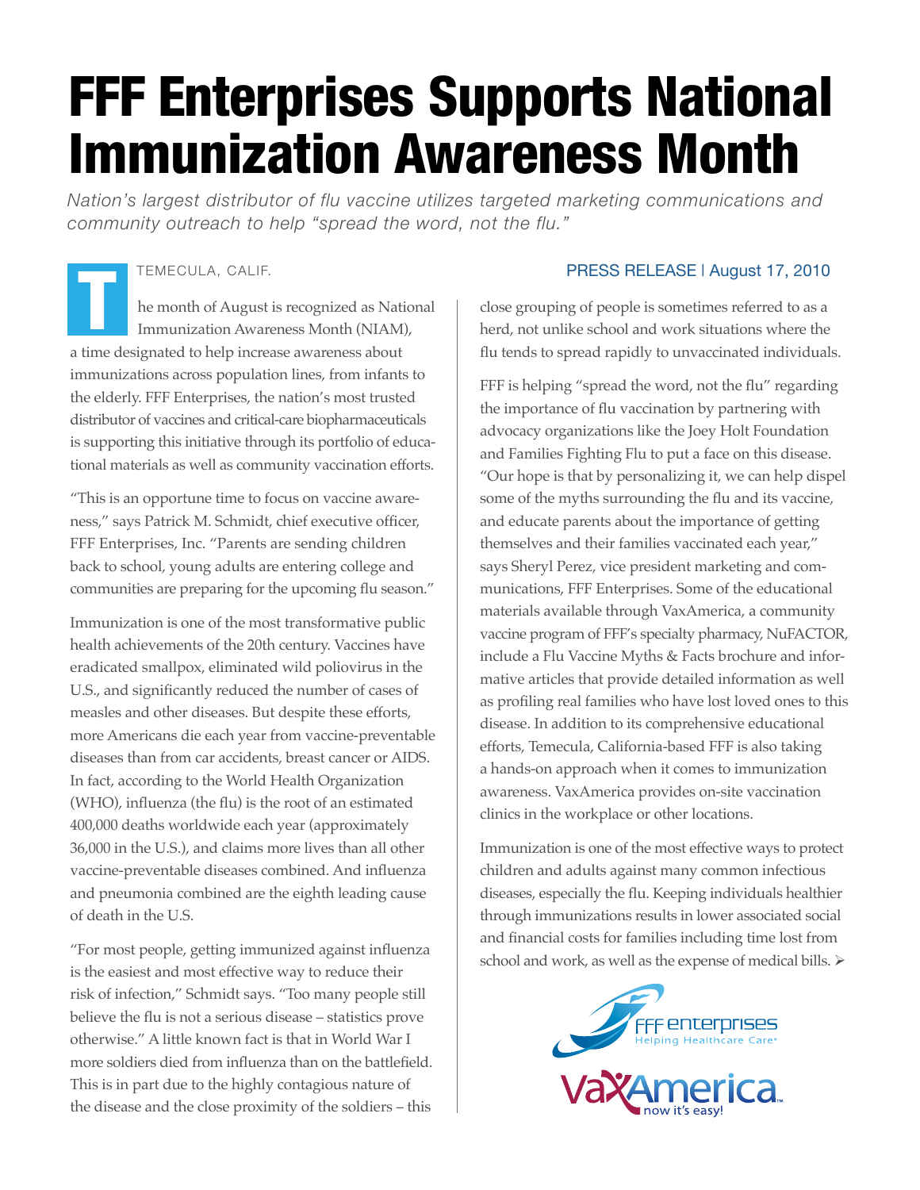# FFF Enterprises Supports National Immunization Awareness Month

*Nation's largest distributor of flu vaccine utilizes targeted marketing communications and community outreach to help "spread the word, not the flu."*

TEMECULA, CALIF.

PRESS RELEASE | August 17, 2010

The month of August is recognized as National Immunization Awareness Month (NIAM), a time designated to help increase awareness about immunizations across population lines, from infants to the elderly. FFF Enterprises, the nation's most trusted distributor of vaccines and critical-care biopharmaceuticals is supporting this initiative through its portfolio of educational materials as well as community vaccination efforts.

"This is an opportune time to focus on vaccine awareness," says Patrick M. Schmidt, chief executive officer, FFF Enterprises, Inc. "Parents are sending children back to school, young adults are entering college and communities are preparing for the upcoming flu season."

Immunization is one of the most transformative public health achievements of the 20th century. Vaccines have eradicated smallpox, eliminated wild poliovirus in the U.S., and significantly reduced the number of cases of measles and other diseases. But despite these efforts, more Americans die each year from vaccine-preventable diseases than from car accidents, breast cancer or AIDS. In fact, according to the World Health Organization (WHO), influenza (the flu) is the root of an estimated 400,000 deaths worldwide each year (approximately 36,000 in the U.S.), and claims more lives than all other vaccine-preventable diseases combined. And influenza and pneumonia combined are the eighth leading cause of death in the U.S.

"For most people, getting immunized against influenza is the easiest and most effective way to reduce their risk of infection," Schmidt says. "Too many people still believe the flu is not a serious disease – statistics prove otherwise." A little known fact is that in World War I more soldiers died from influenza than on the battlefield. This is in part due to the highly contagious nature of the disease and the close proximity of the soldiers – this close grouping of people is sometimes referred to as a herd, not unlike school and work situations where the flu tends to spread rapidly to unvaccinated individuals.

FFF is helping "spread the word, not the flu" regarding the importance of flu vaccination by partnering with advocacy organizations like the Joey Holt Foundation and Families Fighting Flu to put a face on this disease. "Our hope is that by personalizing it, we can help dispel some of the myths surrounding the flu and its vaccine, and educate parents about the importance of getting themselves and their families vaccinated each year," says Sheryl Perez, vice president marketing and communications, FFF Enterprises. Some of the educational materials available through VaxAmerica, a community vaccine program of FFF's specialty pharmacy, NuFACTOR, include a Flu Vaccine Myths & Facts brochure and informative articles that provide detailed information as well as profiling real families who have lost loved ones to this disease. In addition to its comprehensive educational efforts, Temecula, California-based FFF is also taking a hands-on approach when it comes to immunization awareness. VaxAmerica provides on-site vaccination clinics in the workplace or other locations.

Immunization is one of the most effective ways to protect children and adults against many common infectious diseases, especially the flu. Keeping individuals healthier through immunizations results in lower associated social and financial costs for families including time lost from school and work, as well as the expense of medical bills. ➢

FFF enterprises
Helping Healthcare Care®

VaxAmerica
now it's easy!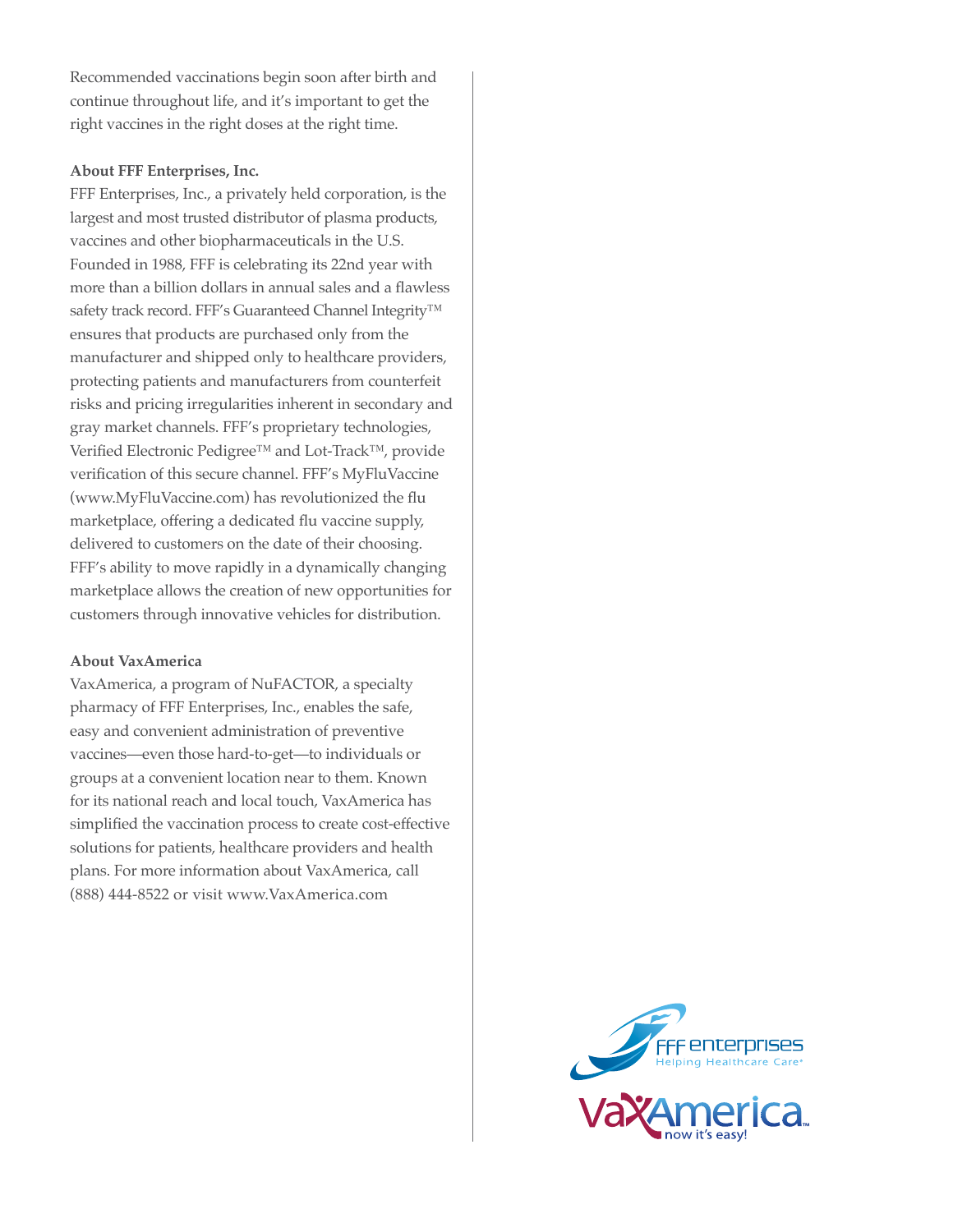Recommended vaccinations begin soon after birth and continue throughout life, and it's important to get the right vaccines in the right doses at the right time.

**About FFF Enterprises, Inc.**

FFF Enterprises, Inc., a privately held corporation, is the largest and most trusted distributor of plasma products, vaccines and other biopharmaceuticals in the U.S. Founded in 1988, FFF is celebrating its 22nd year with more than a billion dollars in annual sales and a flawless safety track record. FFF's Guaranteed Channel Integrity™ ensures that products are purchased only from the manufacturer and shipped only to healthcare providers, protecting patients and manufacturers from counterfeit risks and pricing irregularities inherent in secondary and gray market channels. FFF's proprietary technologies, Verified Electronic Pedigree™ and Lot-Track™, provide verification of this secure channel. FFF's MyFluVaccine (www.MyFluVaccine.com) has revolutionized the flu marketplace, offering a dedicated flu vaccine supply, delivered to customers on the date of their choosing. FFF's ability to move rapidly in a dynamically changing marketplace allows the creation of new opportunities for customers through innovative vehicles for distribution.

**About VaxAmerica**

VaxAmerica, a program of NuFACTOR, a specialty pharmacy of FFF Enterprises, Inc., enables the safe, easy and convenient administration of preventive vaccines—even those hard-to-get—to individuals or groups at a convenient location near to them. Known for its national reach and local touch, VaxAmerica has simplified the vaccination process to create cost-effective solutions for patients, healthcare providers and health plans. For more information about VaxAmerica, call (888) 444-8522 or visit www.VaxAmerica.com

FFF enterprises
Helping Healthcare Care®

VaxAmerica™
now it's easy!